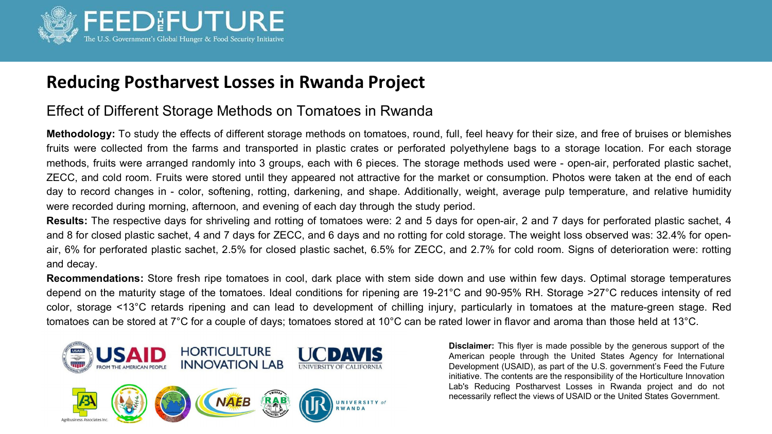FEED THE FUTURE

The U.S. Government's Global Hunger & Food Security Initiative

# Reducing Postharvest Losses in Rwanda Project

## Effect of Different Storage Methods on Tomatoes in Rwanda

**Methodology:** To study the effects of different storage methods on tomatoes, round, full, feel heavy for their size, and free of bruises or blemishes fruits were collected from the farms and transported in plastic crates or perforated polyethylene bags to a storage location. For each storage methods, fruits were arranged randomly into 3 groups, each with 6 pieces. The storage methods used were - open-air, perforated plastic sachet, ZECC, and cold room. Fruits were stored until they appeared not attractive for the market or consumption. Photos were taken at the end of each day to record changes in - color, softening, rotting, darkening, and shape. Additionally, weight, average pulp temperature, and relative humidity were recorded during morning, afternoon, and evening of each day through the study period.

**Results:** The respective days for shriveling and rotting of tomatoes were: 2 and 5 days for open-air, 2 and 7 days for perforated plastic sachet, 4 and 8 for closed plastic sachet, 4 and 7 days for ZECC, and 6 days and no rotting for cold storage. The weight loss observed was: 32.4% for open-air, 6% for perforated plastic sachet, 2.5% for closed plastic sachet, 6.5% for ZECC, and 2.7% for cold room. Signs of deterioration were: rotting and decay.

**Recommendations:** Store fresh ripe tomatoes in cool, dark place with stem side down and use within few days. Optimal storage temperatures depend on the maturity stage of the tomatoes. Ideal conditions for ripening are 19-21°C and 90-95% RH. Storage >27°C reduces intensity of red color, storage <13°C retards ripening and can lead to development of chilling injury, particularly in tomatoes at the mature-green stage. Red tomatoes can be stored at 7°C for a couple of days; tomatoes stored at 10°C can be rated lower in flavor and aroma than those held at 13°C.

USAID FROM THE AMERICAN PEOPLE | HORTICULTURE INNOVATION LAB | UC DAVIS UNIVERSITY OF CALIFORNIA

Agribusiness Associates Inc. | NAEB | RAB | UNIVERSITY of RWANDA

**Disclaimer:** This flyer is made possible by the generous support of the American people through the United States Agency for International Development (USAID), as part of the U.S. government's Feed the Future initiative. The contents are the responsibility of the Horticulture Innovation Lab's Reducing Postharvest Losses in Rwanda project and do not necessarily reflect the views of USAID or the United States Government.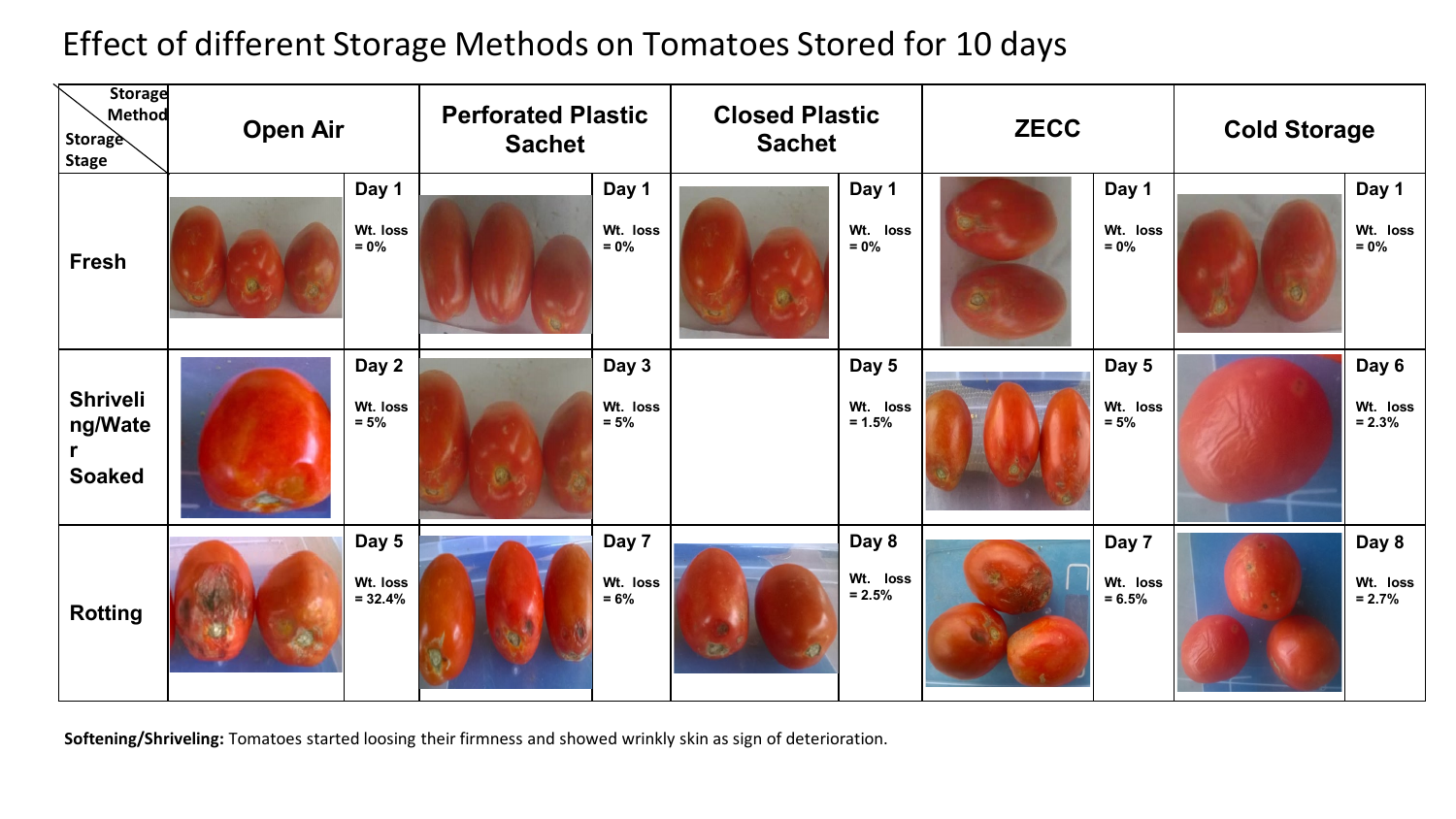# Effect of different Storage Methods on Tomatoes Stored for 10 days

| Storage Stage \ Storage Method | Open Air | | Perforated Plastic Sachet | | Closed Plastic Sachet | | ZECC | | Cold Storage | |
|---|---|---|---|---|---|---|---|---|---|---|
| Fresh | | Day 1<br>Wt. loss = 0% | | Day 1<br>Wt. loss = 0% | | Day 1<br>Wt. loss = 0% | | Day 1<br>Wt. loss = 0% | | Day 1<br>Wt. loss = 0% |
| Shriveling/Water Soaked | | Day 2<br>Wt. loss = 5% | | Day 3<br>Wt. loss = 5% | | Day 5<br>Wt. loss = 1.5% | | Day 5<br>Wt. loss = 5% | | Day 6<br>Wt. loss = 2.3% |
| Rotting | | Day 5<br>Wt. loss = 32.4% | | Day 7<br>Wt. loss = 6% | | Day 8<br>Wt. loss = 2.5% | | Day 7<br>Wt. loss = 6.5% | | Day 8<br>Wt. loss = 2.7% |

**Softening/Shriveling:** Tomatoes started loosing their firmness and showed wrinkly skin as sign of deterioration.